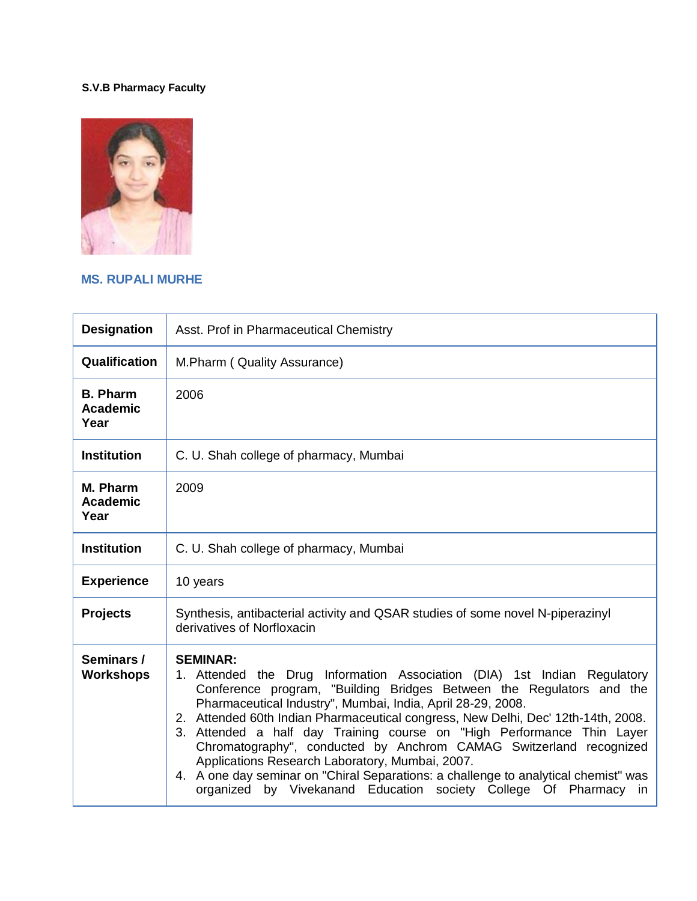**S.V.B Pharmacy Faculty**

## MS. RUPALI MURHE

| | |
|---|---|
| **Designation** | Asst. Prof in Pharmaceutical Chemistry |
| **Qualification** | M.Pharm ( Quality Assurance) |
| **B. Pharm Academic Year** | 2006 |
| **Institution** | C. U. Shah college of pharmacy, Mumbai |
| **M. Pharm Academic Year** | 2009 |
| **Institution** | C. U. Shah college of pharmacy, Mumbai |
| **Experience** | 10 years |
| **Projects** | Synthesis, antibacterial activity and QSAR studies of some novel N-piperazinyl derivatives of Norfloxacin |
| **Seminars / Workshops** | **SEMINAR:**<br>1. Attended the Drug Information Association (DIA) 1st Indian Regulatory Conference program, "Building Bridges Between the Regulators and the Pharmaceutical Industry", Mumbai, India, April 28-29, 2008.<br>2. Attended 60th Indian Pharmaceutical congress, New Delhi, Dec' 12th-14th, 2008.<br>3. Attended a half day Training course on "High Performance Thin Layer Chromatography", conducted by Anchrom CAMAG Switzerland recognized Applications Research Laboratory, Mumbai, 2007.<br>4. A one day seminar on "Chiral Separations: a challenge to analytical chemist" was organized by Vivekanand Education society College Of Pharmacy in |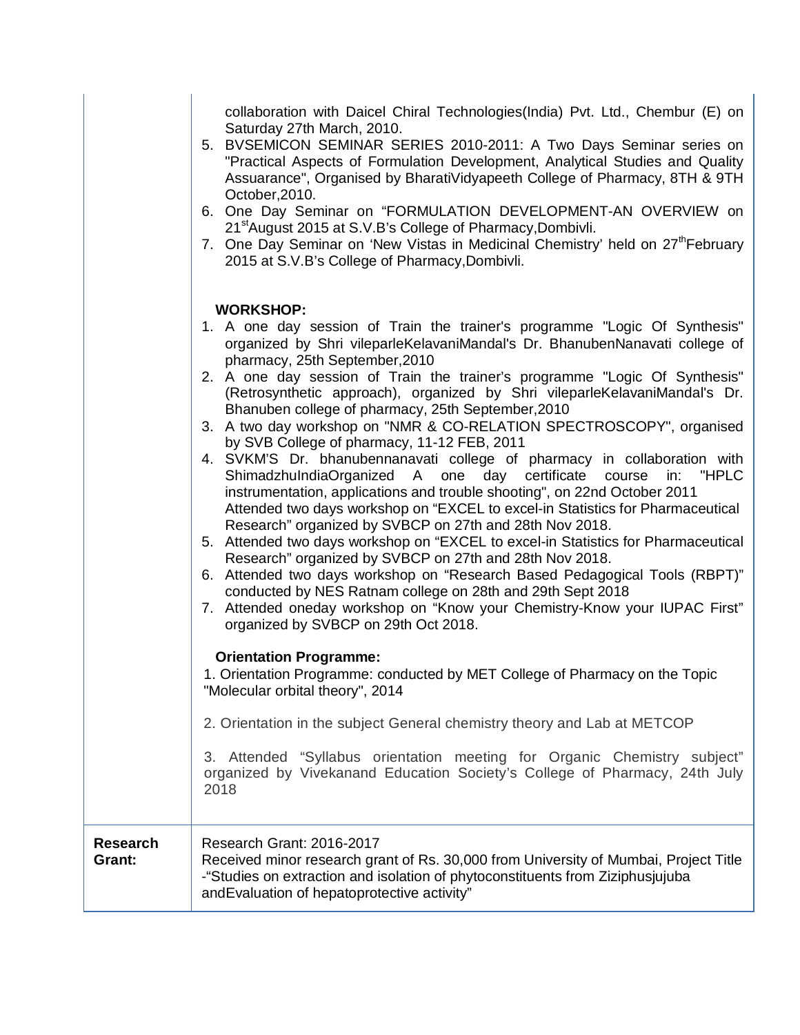| | |
|---|---|
| | collaboration with Daicel Chiral Technologies(India) Pvt. Ltd., Chembur (E) on Saturday 27th March, 2010.<br>5. BVSEMICON SEMINAR SERIES 2010-2011: A Two Days Seminar series on "Practical Aspects of Formulation Development, Analytical Studies and Quality Assuarance", Organised by BharatiVidyapeeth College of Pharmacy, 8TH & 9TH October,2010.<br>6. One Day Seminar on "FORMULATION DEVELOPMENT-AN OVERVIEW on 21st August 2015 at S.V.B's College of Pharmacy,Dombivli.<br>7. One Day Seminar on 'New Vistas in Medicinal Chemistry' held on 27th February 2015 at S.V.B's College of Pharmacy,Dombivli.<br><br>**WORKSHOP:**<br>1. A one day session of Train the trainer's programme "Logic Of Synthesis" organized by Shri vileparleKelavaniMandal's Dr. BhanubenNanavati college of pharmacy, 25th September,2010<br>2. A one day session of Train the trainer's programme "Logic Of Synthesis" (Retrosynthetic approach), organized by Shri vileparleKelavaniMandal's Dr. Bhanuben college of pharmacy, 25th September,2010<br>3. A two day workshop on "NMR & CO-RELATION SPECTROSCOPY", organised by SVB College of pharmacy, 11-12 FEB, 2011<br>4. SVKM'S Dr. bhanubennanavati college of pharmacy in collaboration with ShimadzhuIndiaOrganized A one day certificate course in: "HPLC instrumentation, applications and trouble shooting", on 22nd October 2011<br>Attended two days workshop on "EXCEL to excel-in Statistics for Pharmaceutical Research" organized by SVBCP on 27th and 28th Nov 2018.<br>5. Attended two days workshop on "EXCEL to excel-in Statistics for Pharmaceutical Research" organized by SVBCP on 27th and 28th Nov 2018.<br>6. Attended two days workshop on "Research Based Pedagogical Tools (RBPT)" conducted by NES Ratnam college on 28th and 29th Sept 2018<br>7. Attended oneday workshop on "Know your Chemistry-Know your IUPAC First" organized by SVBCP on 29th Oct 2018.<br><br>**Orientation Programme:**<br>1. Orientation Programme: conducted by MET College of Pharmacy on the Topic "Molecular orbital theory", 2014<br><br>2. Orientation in the subject General chemistry theory and Lab at METCOP<br><br>3. Attended "Syllabus orientation meeting for Organic Chemistry subject" organized by Vivekanand Education Society's College of Pharmacy, 24th July 2018 |
| **Research Grant:** | Research Grant: 2016-2017<br>Received minor research grant of Rs. 30,000 from University of Mumbai, Project Title -"Studies on extraction and isolation of phytoconstituents from Ziziphusjujuba andEvaluation of hepatoprotective activity" |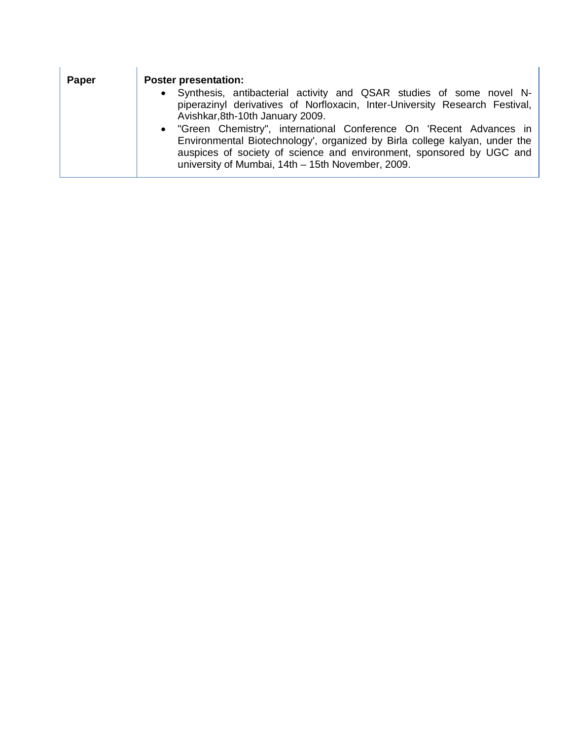| | |
|---|---|
| **Paper** | **Poster presentation:**<br>• Synthesis, antibacterial activity and QSAR studies of some novel N-piperazinyl derivatives of Norfloxacin, Inter-University Research Festival, Avishkar,8th-10th January 2009.<br>• "Green Chemistry", international Conference On 'Recent Advances in Environmental Biotechnology', organized by Birla college kalyan, under the auspices of society of science and environment, sponsored by UGC and university of Mumbai, 14th – 15th November, 2009. |